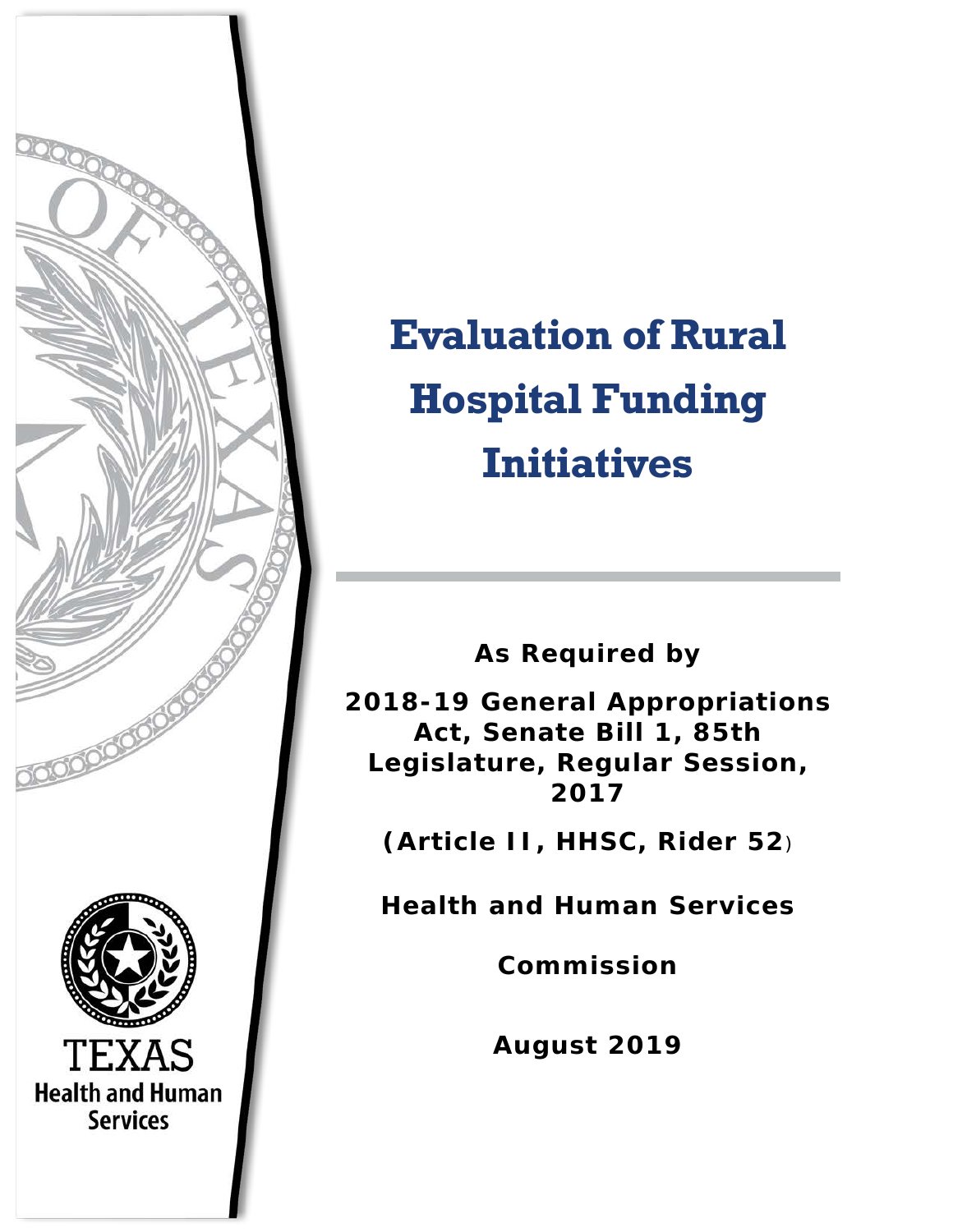# Evaluation of Rural Hospital Funding Initiatives

**As Required by**

**2018-19 General Appropriations Act, Senate Bill 1, 85th Legislature, Regular Session, 2017**

**(Article II, HHSC, Rider 52)**

**Health and Human Services Commission**

**August 2019**

TEXAS
Health and Human Services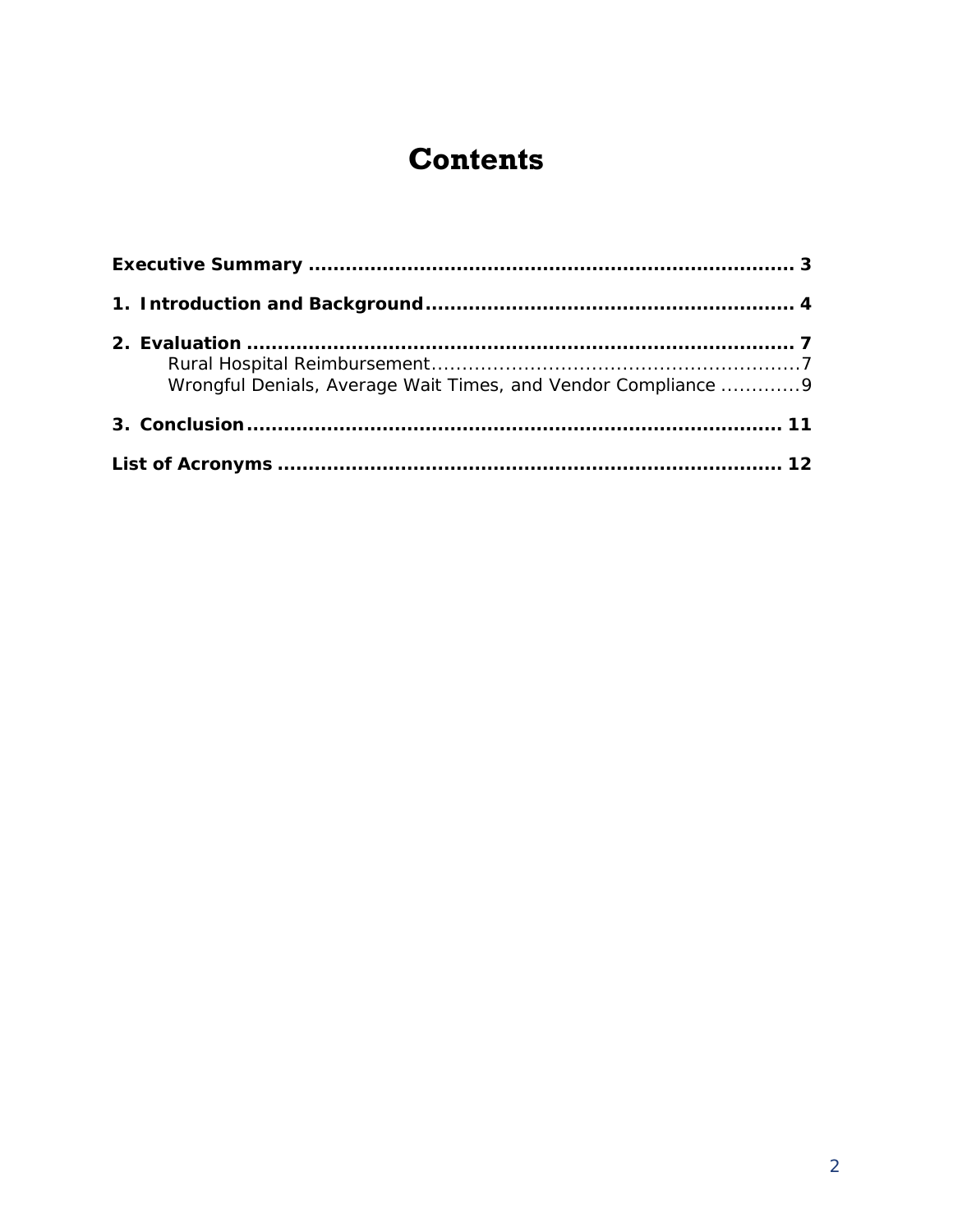# Contents

**Executive Summary** .............................................................................. **3**

**1. Introduction and Background** .......................................................... **4**

**2. Evaluation** ........................................................................................ **7**

- Rural Hospital Reimbursement ............................................................ 7
- Wrongful Denials, Average Wait Times, and Vendor Compliance ............ 9

**3. Conclusion** ...................................................................................... **11**

**List of Acronyms** ................................................................................ **12**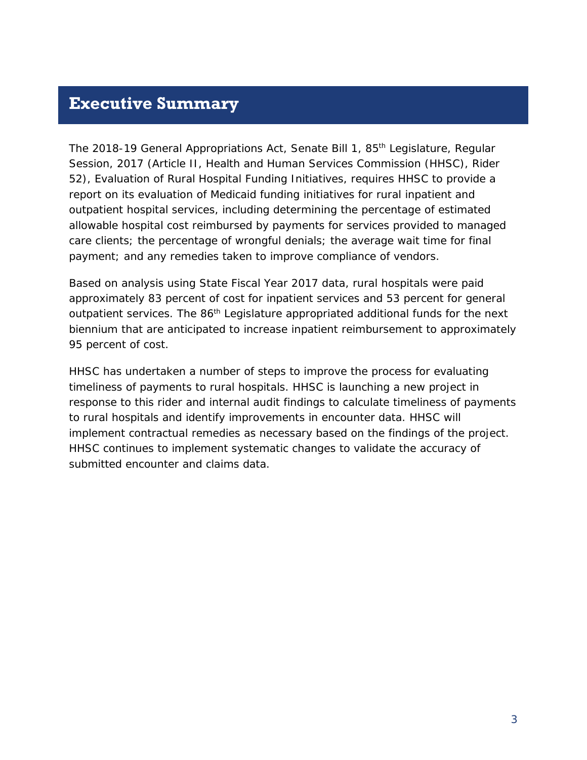# Executive Summary

The 2018-19 General Appropriations Act, Senate Bill 1, 85th Legislature, Regular Session, 2017 (Article II, Health and Human Services Commission (HHSC), Rider 52), Evaluation of Rural Hospital Funding Initiatives, requires HHSC to provide a report on its evaluation of Medicaid funding initiatives for rural inpatient and outpatient hospital services, including determining the percentage of estimated allowable hospital cost reimbursed by payments for services provided to managed care clients; the percentage of wrongful denials; the average wait time for final payment; and any remedies taken to improve compliance of vendors.

Based on analysis using State Fiscal Year 2017 data, rural hospitals were paid approximately 83 percent of cost for inpatient services and 53 percent for general outpatient services. The 86th Legislature appropriated additional funds for the next biennium that are anticipated to increase inpatient reimbursement to approximately 95 percent of cost.

HHSC has undertaken a number of steps to improve the process for evaluating timeliness of payments to rural hospitals. HHSC is launching a new project in response to this rider and internal audit findings to calculate timeliness of payments to rural hospitals and identify improvements in encounter data. HHSC will implement contractual remedies as necessary based on the findings of the project. HHSC continues to implement systematic changes to validate the accuracy of submitted encounter and claims data.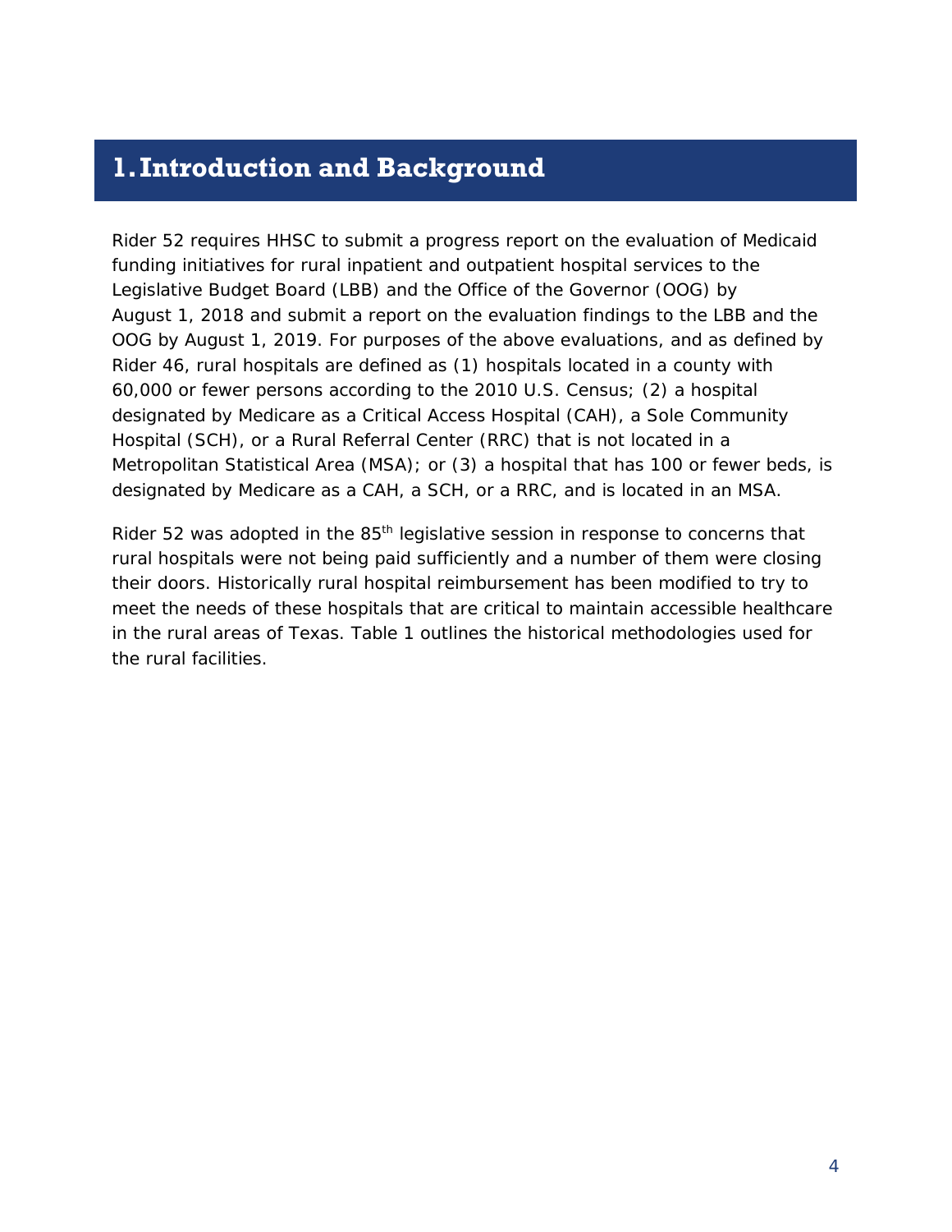# 1. Introduction and Background

Rider 52 requires HHSC to submit a progress report on the evaluation of Medicaid funding initiatives for rural inpatient and outpatient hospital services to the Legislative Budget Board (LBB) and the Office of the Governor (OOG) by August 1, 2018 and submit a report on the evaluation findings to the LBB and the OOG by August 1, 2019. For purposes of the above evaluations, and as defined by Rider 46, rural hospitals are defined as (1) hospitals located in a county with 60,000 or fewer persons according to the 2010 U.S. Census; (2) a hospital designated by Medicare as a Critical Access Hospital (CAH), a Sole Community Hospital (SCH), or a Rural Referral Center (RRC) that is not located in a Metropolitan Statistical Area (MSA); or (3) a hospital that has 100 or fewer beds, is designated by Medicare as a CAH, a SCH, or a RRC, and is located in an MSA.

Rider 52 was adopted in the 85th legislative session in response to concerns that rural hospitals were not being paid sufficiently and a number of them were closing their doors. Historically rural hospital reimbursement has been modified to try to meet the needs of these hospitals that are critical to maintain accessible healthcare in the rural areas of Texas. Table 1 outlines the historical methodologies used for the rural facilities.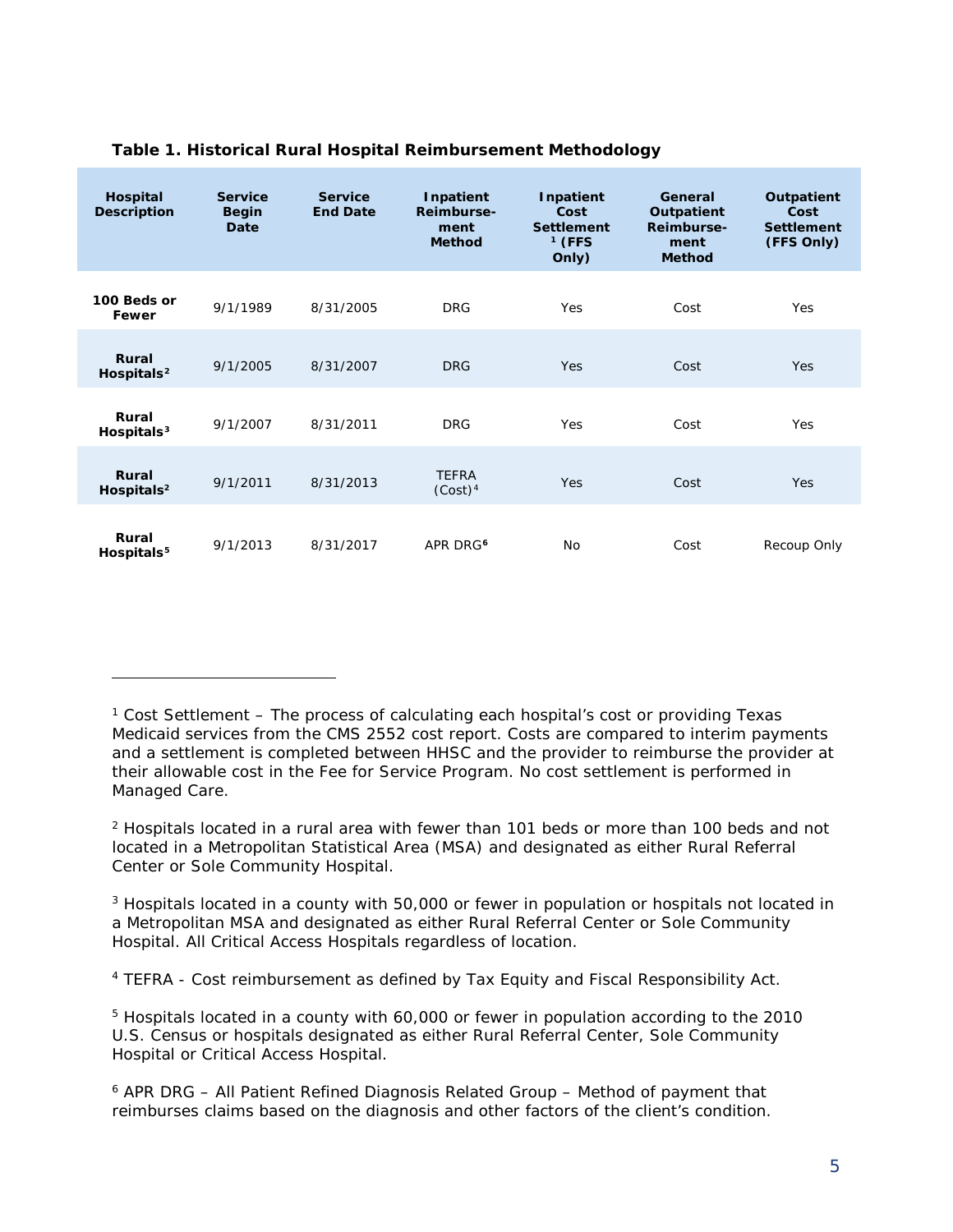**Table 1. Historical Rural Hospital Reimbursement Methodology**

| Hospital Description | Service Begin Date | Service End Date | Inpatient Reimbursement Method | Inpatient Cost Settlement [1] (FFS Only) | General Outpatient Reimbursement Method | Outpatient Cost Settlement (FFS Only) |
|---|---|---|---|---|---|---|
| **100 Beds or Fewer** | 9/1/1989 | 8/31/2005 | DRG | Yes | Cost | Yes |
| **Rural Hospitals[2]** | 9/1/2005 | 8/31/2007 | DRG | Yes | Cost | Yes |
| **Rural Hospitals[3]** | 9/1/2007 | 8/31/2011 | DRG | Yes | Cost | Yes |
| **Rural Hospitals[2]** | 9/1/2011 | 8/31/2013 | TEFRA (Cost)[4] | Yes | Cost | Yes |
| **Rural Hospitals[5]** | 9/1/2013 | 8/31/2017 | APR DRG[6] | No | Cost | Recoup Only |

---

[1] Cost Settlement – The process of calculating each hospital's cost or providing Texas Medicaid services from the CMS 2552 cost report. Costs are compared to interim payments and a settlement is completed between HHSC and the provider to reimburse the provider at their allowable cost in the Fee for Service Program. No cost settlement is performed in Managed Care.

[2] Hospitals located in a rural area with fewer than 101 beds or more than 100 beds and not located in a Metropolitan Statistical Area (MSA) and designated as either Rural Referral Center or Sole Community Hospital.

[3] Hospitals located in a county with 50,000 or fewer in population or hospitals not located in a Metropolitan MSA and designated as either Rural Referral Center or Sole Community Hospital. All Critical Access Hospitals regardless of location.

[4] TEFRA - Cost reimbursement as defined by Tax Equity and Fiscal Responsibility Act.

[5] Hospitals located in a county with 60,000 or fewer in population according to the 2010 U.S. Census or hospitals designated as either Rural Referral Center, Sole Community Hospital or Critical Access Hospital.

[6] APR DRG – All Patient Refined Diagnosis Related Group – Method of payment that reimburses claims based on the diagnosis and other factors of the client's condition.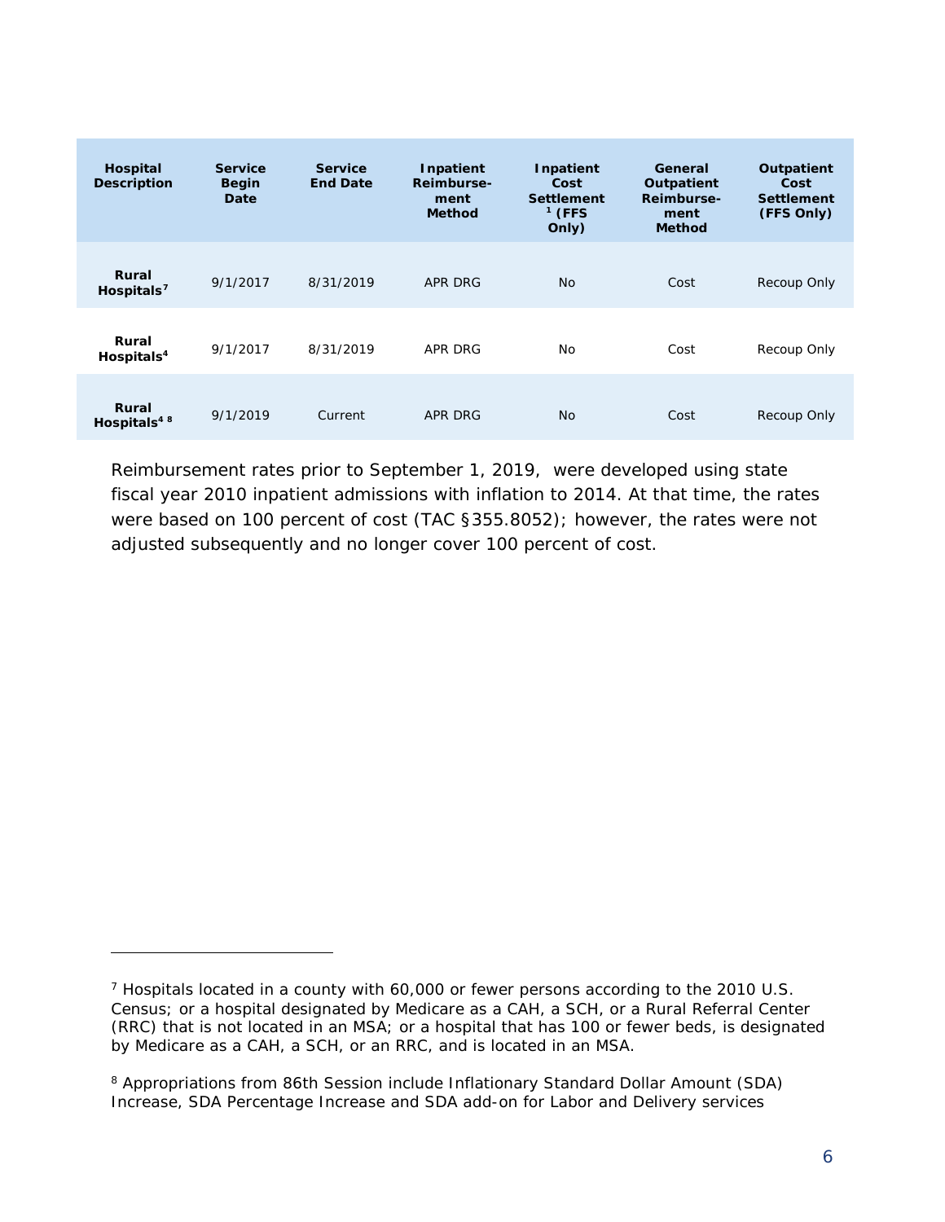| Hospital Description | Service Begin Date | Service End Date | Inpatient Reimbursement Method | Inpatient Cost Settlement [1] (FFS Only) | General Outpatient Reimbursement Method | Outpatient Cost Settlement (FFS Only) |
|---|---|---|---|---|---|---|
| Rural Hospitals[7] | 9/1/2017 | 8/31/2019 | APR DRG | No | Cost | Recoup Only |
| Rural Hospitals[4] | 9/1/2017 | 8/31/2019 | APR DRG | No | Cost | Recoup Only |
| Rural Hospitals[4 8] | 9/1/2019 | Current | APR DRG | No | Cost | Recoup Only |

Reimbursement rates prior to September 1, 2019, were developed using state fiscal year 2010 inpatient admissions with inflation to 2014. At that time, the rates were based on 100 percent of cost (TAC §355.8052); however, the rates were not adjusted subsequently and no longer cover 100 percent of cost.

---

[7] Hospitals located in a county with 60,000 or fewer persons according to the 2010 U.S. Census; or a hospital designated by Medicare as a CAH, a SCH, or a Rural Referral Center (RRC) that is not located in an MSA; or a hospital that has 100 or fewer beds, is designated by Medicare as a CAH, a SCH, or an RRC, and is located in an MSA.

[8] Appropriations from 86th Session include Inflationary Standard Dollar Amount (SDA) Increase, SDA Percentage Increase and SDA add-on for Labor and Delivery services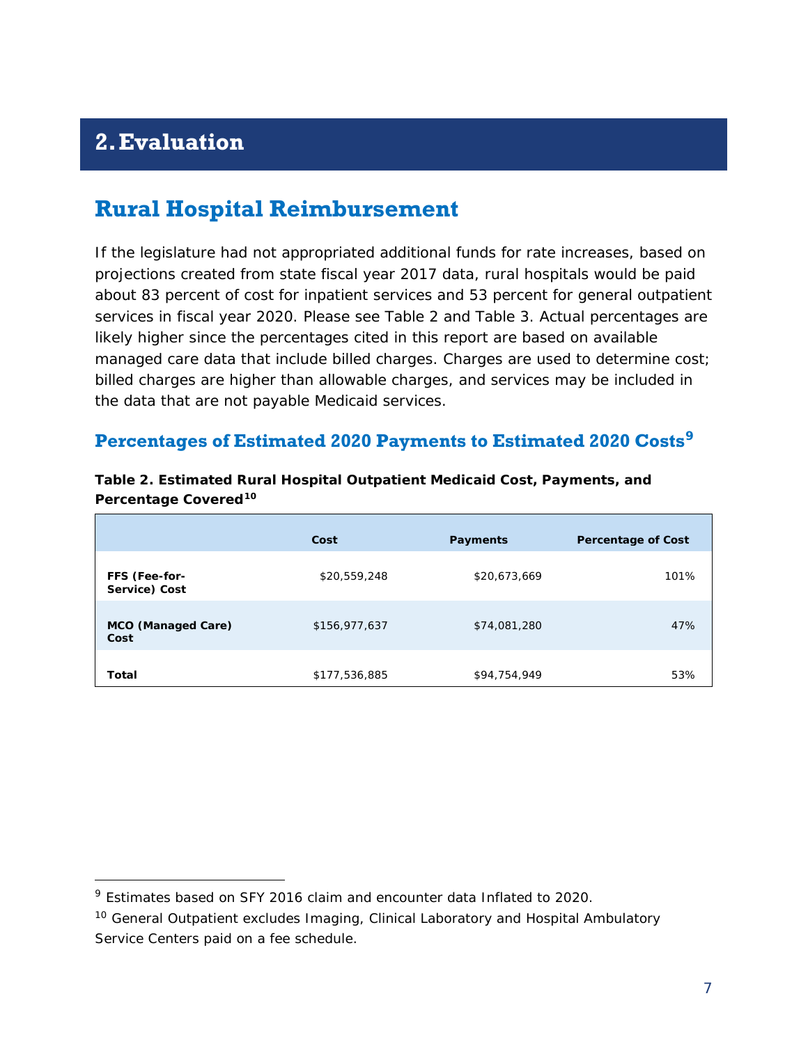# 2. Evaluation

## Rural Hospital Reimbursement

If the legislature had not appropriated additional funds for rate increases, based on projections created from state fiscal year 2017 data, rural hospitals would be paid about 83 percent of cost for inpatient services and 53 percent for general outpatient services in fiscal year 2020. Please see Table 2 and Table 3. Actual percentages are likely higher since the percentages cited in this report are based on available managed care data that include billed charges. Charges are used to determine cost; billed charges are higher than allowable charges, and services may be included in the data that are not payable Medicaid services.

### Percentages of Estimated 2020 Payments to Estimated 2020 Costs[9]

**Table 2. Estimated Rural Hospital Outpatient Medicaid Cost, Payments, and Percentage Covered[10]**

| | Cost | Payments | Percentage of Cost |
|---|---|---|---|
| **FFS (Fee-for-Service) Cost** | $20,559,248 | $20,673,669 | 101% |
| **MCO (Managed Care) Cost** | $156,977,637 | $74,081,280 | 47% |
| **Total** | $177,536,885 | $94,754,949 | 53% |

[9] Estimates based on SFY 2016 claim and encounter data Inflated to 2020.

[10] General Outpatient excludes Imaging, Clinical Laboratory and Hospital Ambulatory Service Centers paid on a fee schedule.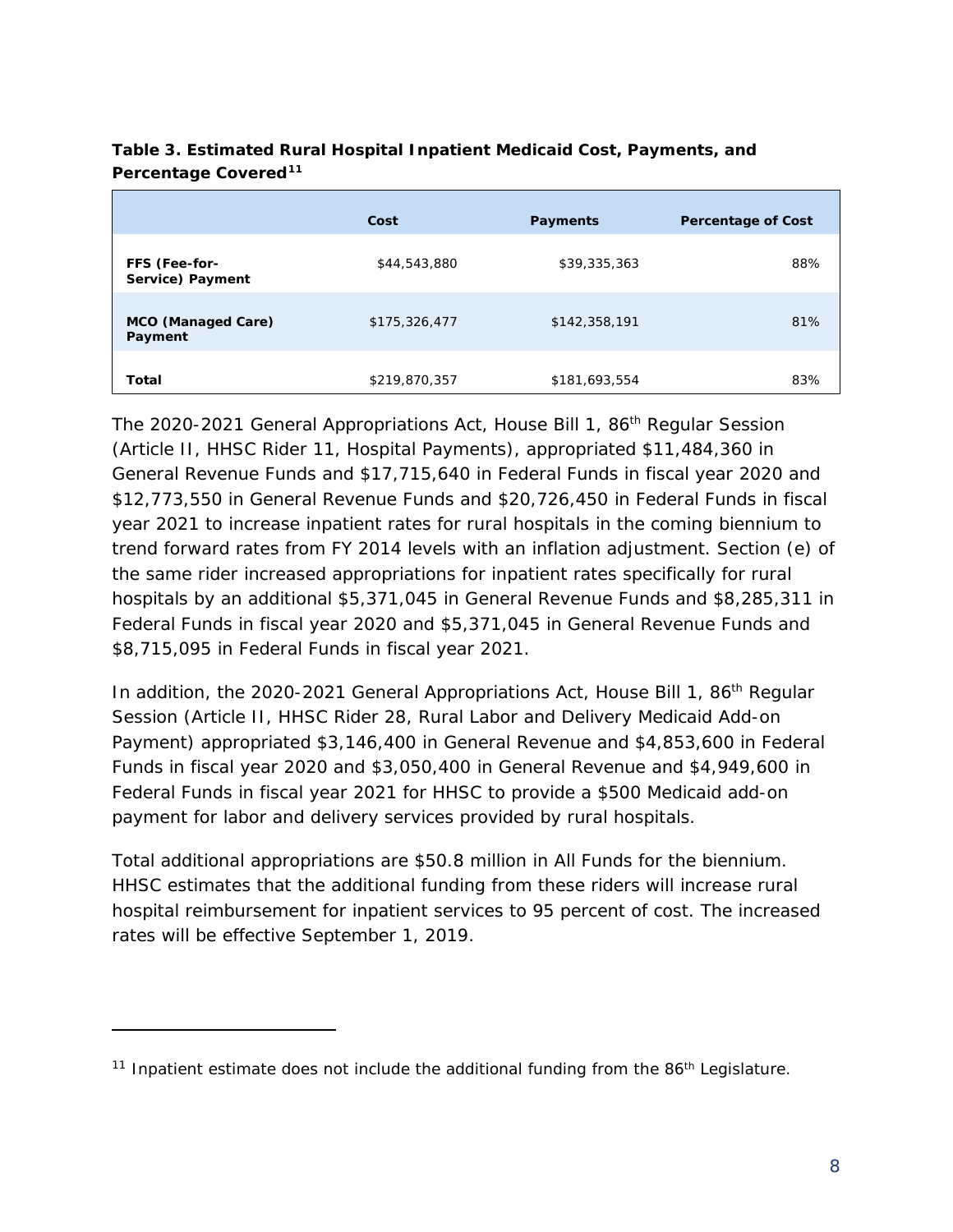**Table 3. Estimated Rural Hospital Inpatient Medicaid Cost, Payments, and Percentage Covered**[11]

| | Cost | Payments | Percentage of Cost |
|---|---|---|---|
| **FFS (Fee-for-Service) Payment** | $44,543,880 | $39,335,363 | 88% |
| **MCO (Managed Care) Payment** | $175,326,477 | $142,358,191 | 81% |
| **Total** | $219,870,357 | $181,693,554 | 83% |

The 2020-2021 General Appropriations Act, House Bill 1, 86th Regular Session (Article II, HHSC Rider 11, Hospital Payments), appropriated $11,484,360 in General Revenue Funds and $17,715,640 in Federal Funds in fiscal year 2020 and $12,773,550 in General Revenue Funds and $20,726,450 in Federal Funds in fiscal year 2021 to increase inpatient rates for rural hospitals in the coming biennium to trend forward rates from FY 2014 levels with an inflation adjustment. Section (e) of the same rider increased appropriations for inpatient rates specifically for rural hospitals by an additional $5,371,045 in General Revenue Funds and $8,285,311 in Federal Funds in fiscal year 2020 and $5,371,045 in General Revenue Funds and $8,715,095 in Federal Funds in fiscal year 2021.

In addition, the 2020-2021 General Appropriations Act, House Bill 1, 86th Regular Session (Article II, HHSC Rider 28, Rural Labor and Delivery Medicaid Add-on Payment) appropriated $3,146,400 in General Revenue and $4,853,600 in Federal Funds in fiscal year 2020 and $3,050,400 in General Revenue and $4,949,600 in Federal Funds in fiscal year 2021 for HHSC to provide a $500 Medicaid add-on payment for labor and delivery services provided by rural hospitals.

Total additional appropriations are $50.8 million in All Funds for the biennium. HHSC estimates that the additional funding from these riders will increase rural hospital reimbursement for inpatient services to 95 percent of cost. The increased rates will be effective September 1, 2019.

---

[11] Inpatient estimate does not include the additional funding from the 86th Legislature.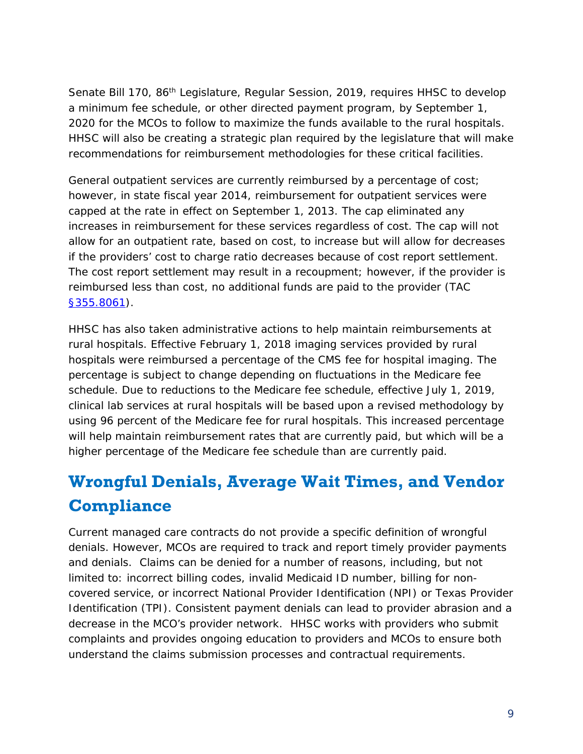Senate Bill 170, 86th Legislature, Regular Session, 2019, requires HHSC to develop a minimum fee schedule, or other directed payment program, by September 1, 2020 for the MCOs to follow to maximize the funds available to the rural hospitals. HHSC will also be creating a strategic plan required by the legislature that will make recommendations for reimbursement methodologies for these critical facilities.

General outpatient services are currently reimbursed by a percentage of cost; however, in state fiscal year 2014, reimbursement for outpatient services were capped at the rate in effect on September 1, 2013. The cap eliminated any increases in reimbursement for these services regardless of cost. The cap will not allow for an outpatient rate, based on cost, to increase but will allow for decreases if the providers' cost to charge ratio decreases because of cost report settlement. The cost report settlement may result in a recoupment; however, if the provider is reimbursed less than cost, no additional funds are paid to the provider (TAC §355.8061).

HHSC has also taken administrative actions to help maintain reimbursements at rural hospitals. Effective February 1, 2018 imaging services provided by rural hospitals were reimbursed a percentage of the CMS fee for hospital imaging. The percentage is subject to change depending on fluctuations in the Medicare fee schedule. Due to reductions to the Medicare fee schedule, effective July 1, 2019, clinical lab services at rural hospitals will be based upon a revised methodology by using 96 percent of the Medicare fee for rural hospitals. This increased percentage will help maintain reimbursement rates that are currently paid, but which will be a higher percentage of the Medicare fee schedule than are currently paid.

## Wrongful Denials, Average Wait Times, and Vendor Compliance

Current managed care contracts do not provide a specific definition of wrongful denials. However, MCOs are required to track and report timely provider payments and denials. Claims can be denied for a number of reasons, including, but not limited to: incorrect billing codes, invalid Medicaid ID number, billing for non-covered service, or incorrect National Provider Identification (NPI) or Texas Provider Identification (TPI). Consistent payment denials can lead to provider abrasion and a decrease in the MCO's provider network. HHSC works with providers who submit complaints and provides ongoing education to providers and MCOs to ensure both understand the claims submission processes and contractual requirements.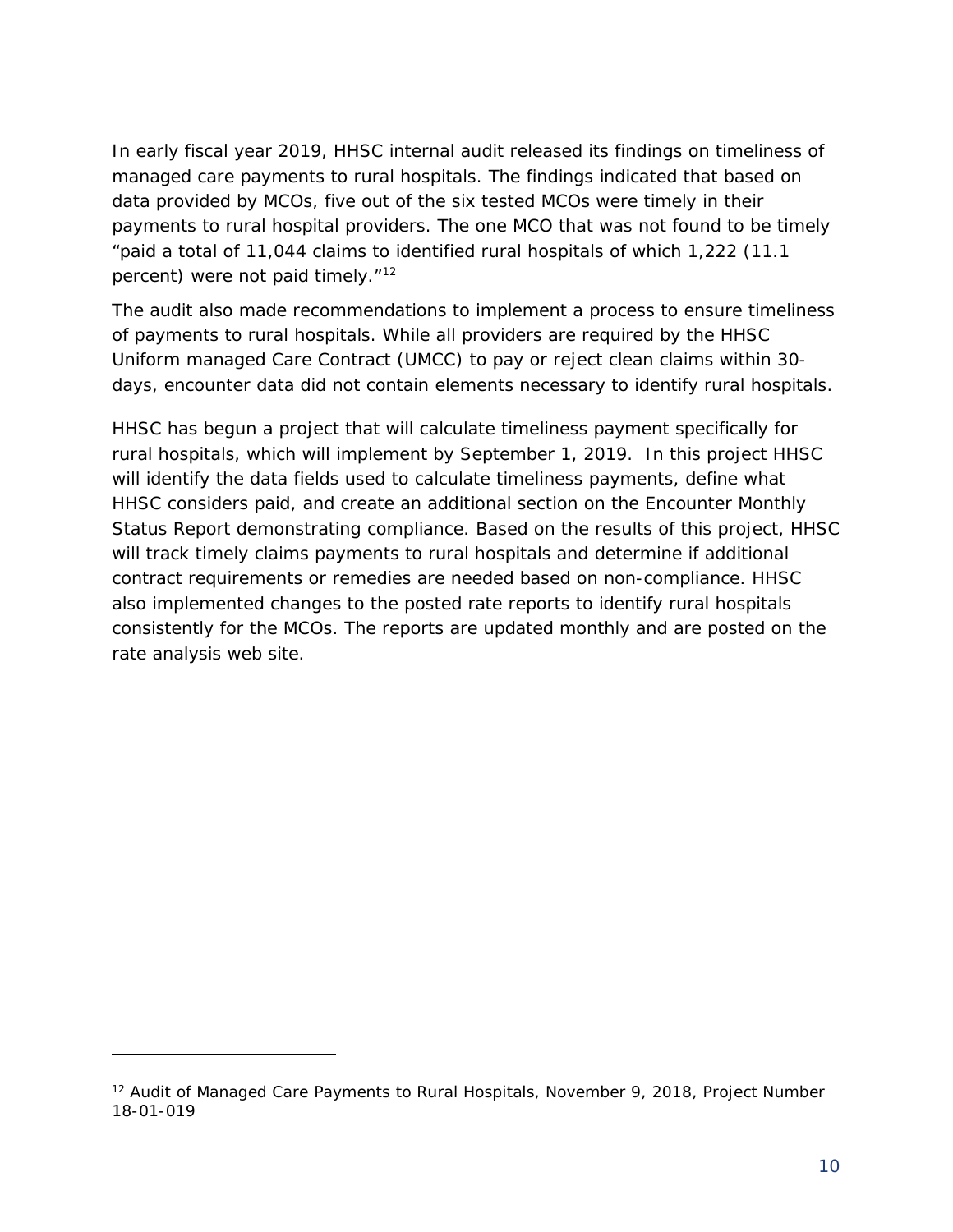In early fiscal year 2019, HHSC internal audit released its findings on timeliness of managed care payments to rural hospitals. The findings indicated that based on data provided by MCOs, five out of the six tested MCOs were timely in their payments to rural hospital providers. The one MCO that was not found to be timely "paid a total of 11,044 claims to identified rural hospitals of which 1,222 (11.1 percent) were not paid timely."[12]

The audit also made recommendations to implement a process to ensure timeliness of payments to rural hospitals. While all providers are required by the HHSC Uniform managed Care Contract (UMCC) to pay or reject clean claims within 30-days, encounter data did not contain elements necessary to identify rural hospitals.

HHSC has begun a project that will calculate timeliness payment specifically for rural hospitals, which will implement by September 1, 2019. In this project HHSC will identify the data fields used to calculate timeliness payments, define what HHSC considers paid, and create an additional section on the Encounter Monthly Status Report demonstrating compliance. Based on the results of this project, HHSC will track timely claims payments to rural hospitals and determine if additional contract requirements or remedies are needed based on non-compliance. HHSC also implemented changes to the posted rate reports to identify rural hospitals consistently for the MCOs. The reports are updated monthly and are posted on the rate analysis web site.

---

[12] Audit of Managed Care Payments to Rural Hospitals, November 9, 2018, Project Number 18-01-019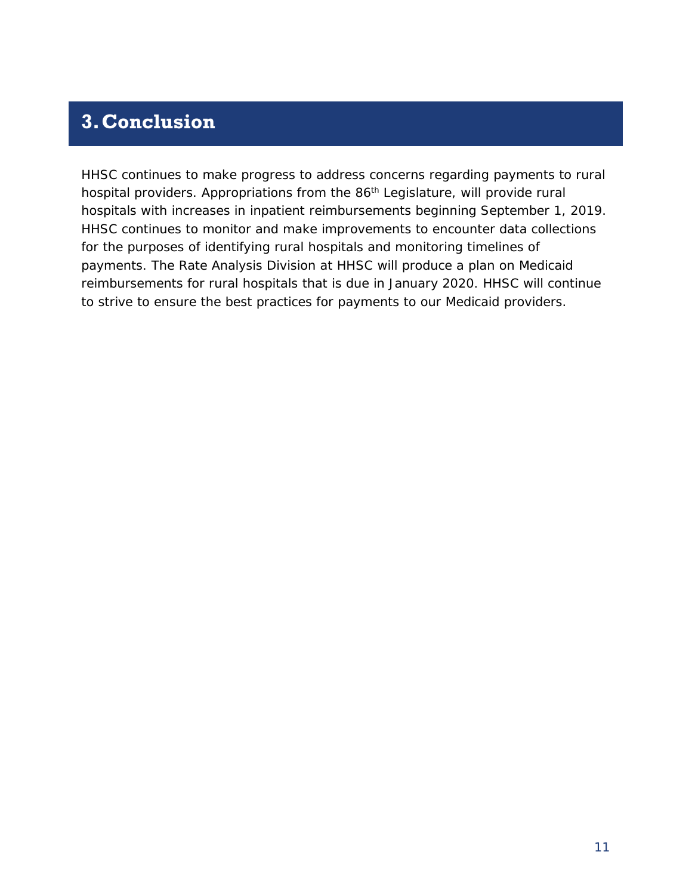# 3. Conclusion

HHSC continues to make progress to address concerns regarding payments to rural hospital providers. Appropriations from the 86th Legislature, will provide rural hospitals with increases in inpatient reimbursements beginning September 1, 2019. HHSC continues to monitor and make improvements to encounter data collections for the purposes of identifying rural hospitals and monitoring timelines of payments. The Rate Analysis Division at HHSC will produce a plan on Medicaid reimbursements for rural hospitals that is due in January 2020. HHSC will continue to strive to ensure the best practices for payments to our Medicaid providers.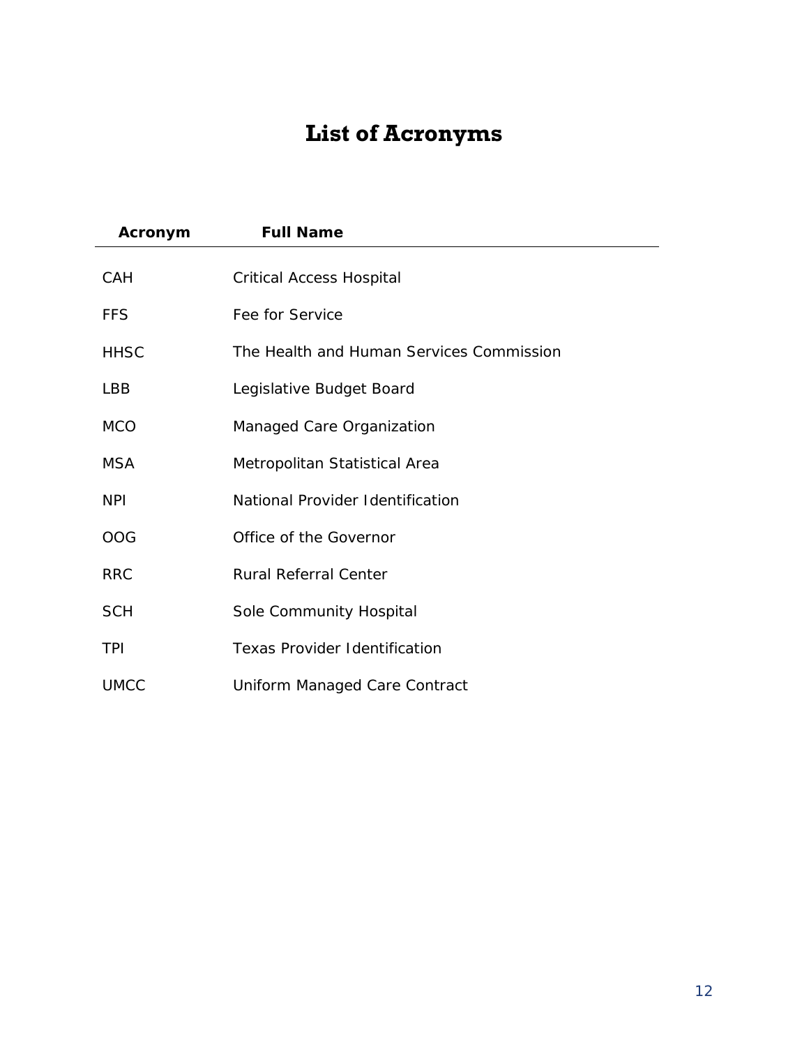# List of Acronyms

| Acronym | Full Name |
|---|---|
| CAH | Critical Access Hospital |
| FFS | Fee for Service |
| HHSC | The Health and Human Services Commission |
| LBB | Legislative Budget Board |
| MCO | Managed Care Organization |
| MSA | Metropolitan Statistical Area |
| NPI | National Provider Identification |
| OOG | Office of the Governor |
| RRC | Rural Referral Center |
| SCH | Sole Community Hospital |
| TPI | Texas Provider Identification |
| UMCC | Uniform Managed Care Contract |